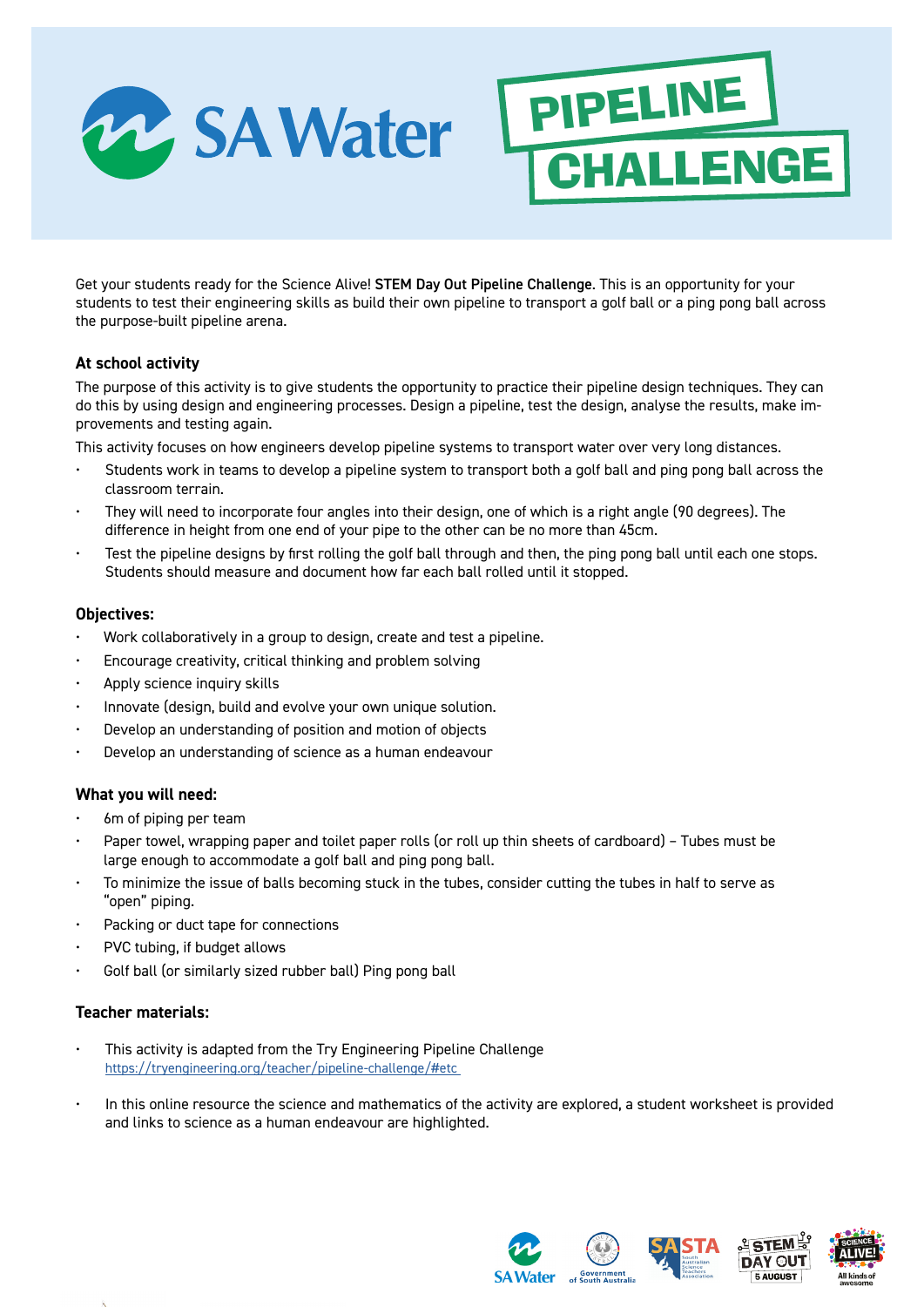# SA Water PIPELINE CHALLENGE

Get your students ready for the Science Alive! **STEM Day Out Pipeline Challenge**. This is an opportunity for your students to test their engineering skills as build their own pipeline to transport a golf ball or a ping pong ball across the purpose-built pipeline arena.

### At school activity

The purpose of this activity is to give students the opportunity to practice their pipeline design techniques. They can do this by using design and engineering processes. Design a pipeline, test the design, analyse the results, make improvements and testing again.

This activity focuses on how engineers develop pipeline systems to transport water over very long distances.

- Students work in teams to develop a pipeline system to transport both a golf ball and ping pong ball across the classroom terrain.
- They will need to incorporate four angles into their design, one of which is a right angle (90 degrees). The difference in height from one end of your pipe to the other can be no more than 45cm.
- Test the pipeline designs by first rolling the golf ball through and then, the ping pong ball until each one stops. Students should measure and document how far each ball rolled until it stopped.

### Objectives:

- Work collaboratively in a group to design, create and test a pipeline.
- Encourage creativity, critical thinking and problem solving
- Apply science inquiry skills
- Innovate (design, build and evolve your own unique solution.
- Develop an understanding of position and motion of objects
- Develop an understanding of science as a human endeavour

### What you will need:

- 6m of piping per team
- Paper towel, wrapping paper and toilet paper rolls (or roll up thin sheets of cardboard) – Tubes must be large enough to accommodate a golf ball and ping pong ball.
- To minimize the issue of balls becoming stuck in the tubes, consider cutting the tubes in half to serve as "open" piping.
- Packing or duct tape for connections
- PVC tubing, if budget allows
- Golf ball (or similarly sized rubber ball) Ping pong ball

### Teacher materials:

- This activity is adapted from the Try Engineering Pipeline Challenge https://tryengineering.org/teacher/pipeline-challenge/#etc
- In this online resource the science and mathematics of the activity are explored, a student worksheet is provided and links to science as a human endeavour are highlighted.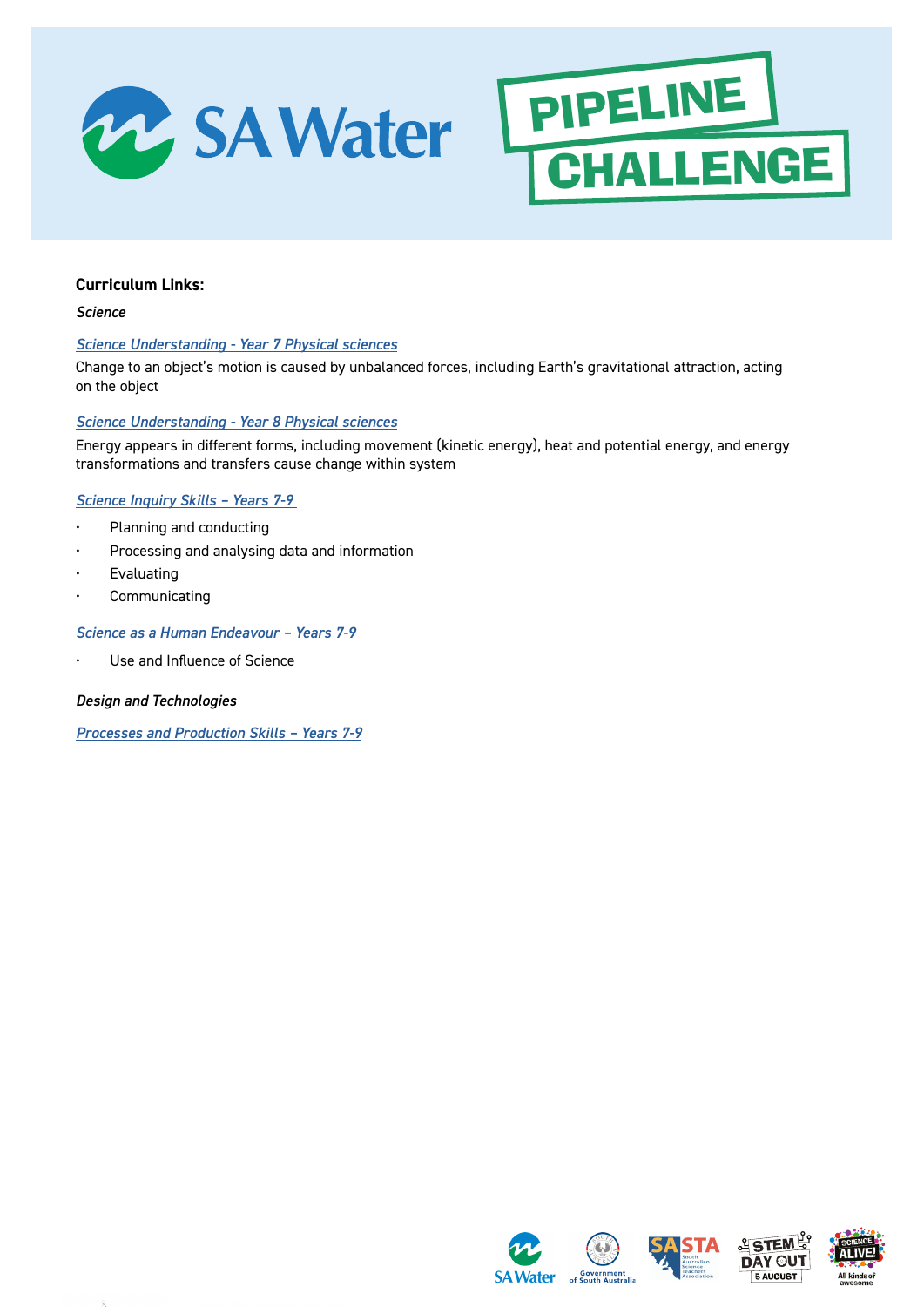**Curriculum Links:**

*Science*

*Science Understanding - Year 7 Physical sciences*

Change to an object's motion is caused by unbalanced forces, including Earth's gravitational attraction, acting on the object

*Science Understanding - Year 8 Physical sciences*

Energy appears in different forms, including movement (kinetic energy), heat and potential energy, and energy transformations and transfers cause change within system

*Science Inquiry Skills – Years 7-9*

- Planning and conducting
- Processing and analysing data and information
- Evaluating
- Communicating

*Science as a Human Endeavour – Years 7-9*

- Use and Influence of Science

*Design and Technologies*

*Processes and Production Skills – Years 7-9*